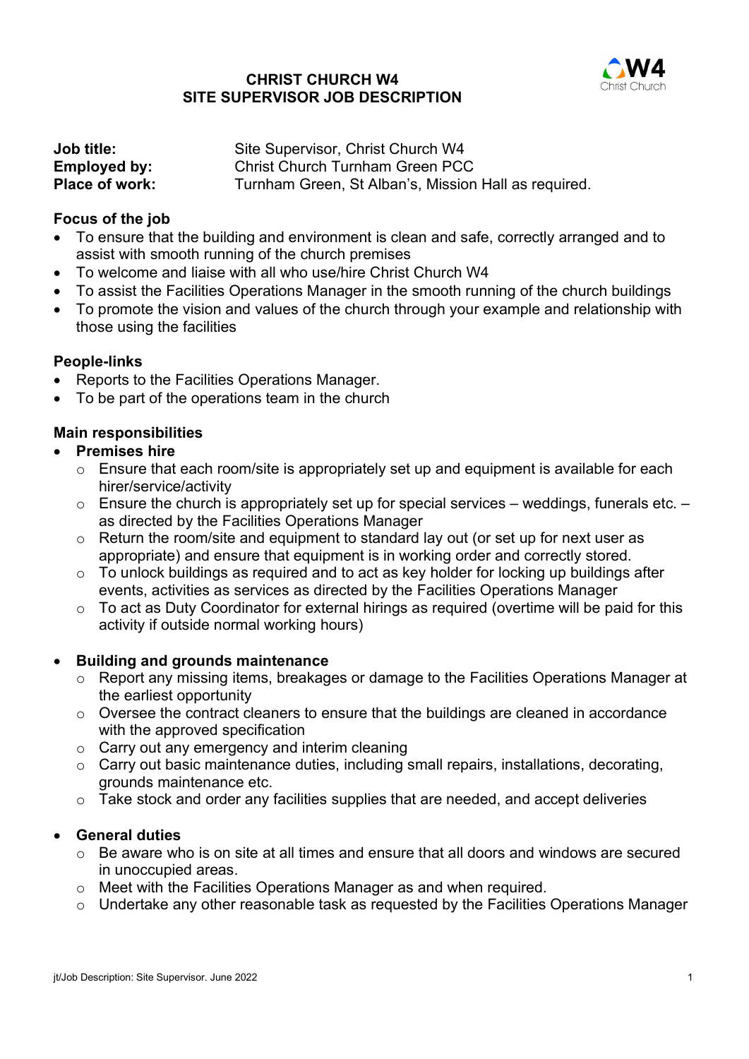# CHRIST CHURCH W4
# SITE SUPERVISOR JOB DESCRIPTION

| | |
|---|---|
| **Job title:** | Site Supervisor, Christ Church W4 |
| **Employed by:** | Christ Church Turnham Green PCC |
| **Place of work:** | Turnham Green, St Alban's, Mission Hall as required. |

### Focus of the job

- To ensure that the building and environment is clean and safe, correctly arranged and to assist with smooth running of the church premises
- To welcome and liaise with all who use/hire Christ Church W4
- To assist the Facilities Operations Manager in the smooth running of the church buildings
- To promote the vision and values of the church through your example and relationship with those using the facilities

### People-links

- Reports to the Facilities Operations Manager.
- To be part of the operations team in the church

### Main responsibilities

- **Premises hire**
  - Ensure that each room/site is appropriately set up and equipment is available for each hirer/service/activity
  - Ensure the church is appropriately set up for special services – weddings, funerals etc. – as directed by the Facilities Operations Manager
  - Return the room/site and equipment to standard lay out (or set up for next user as appropriate) and ensure that equipment is in working order and correctly stored.
  - To unlock buildings as required and to act as key holder for locking up buildings after events, activities as services as directed by the Facilities Operations Manager
  - To act as Duty Coordinator for external hirings as required (overtime will be paid for this activity if outside normal working hours)

- **Building and grounds maintenance**
  - Report any missing items, breakages or damage to the Facilities Operations Manager at the earliest opportunity
  - Oversee the contract cleaners to ensure that the buildings are cleaned in accordance with the approved specification
  - Carry out any emergency and interim cleaning
  - Carry out basic maintenance duties, including small repairs, installations, decorating, grounds maintenance etc.
  - Take stock and order any facilities supplies that are needed, and accept deliveries

- **General duties**
  - Be aware who is on site at all times and ensure that all doors and windows are secured in unoccupied areas.
  - Meet with the Facilities Operations Manager as and when required.
  - Undertake any other reasonable task as requested by the Facilities Operations Manager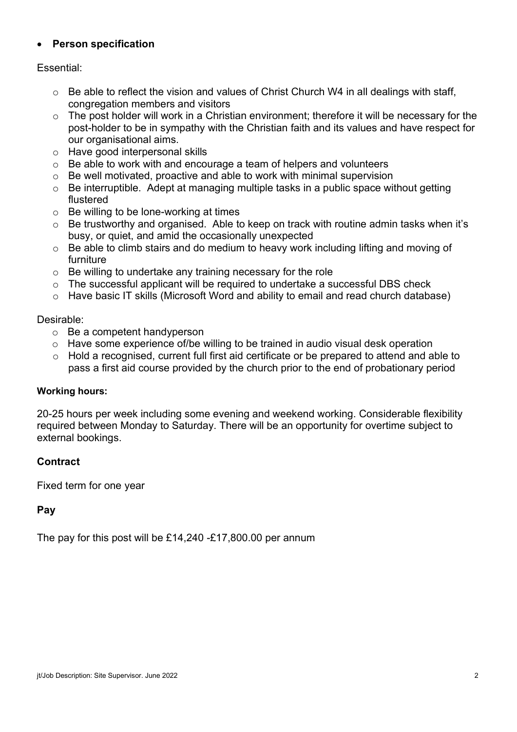- **Person specification**

Essential:

- Be able to reflect the vision and values of Christ Church W4 in all dealings with staff, congregation members and visitors
- The post holder will work in a Christian environment; therefore it will be necessary for the post-holder to be in sympathy with the Christian faith and its values and have respect for our organisational aims.
- Have good interpersonal skills
- Be able to work with and encourage a team of helpers and volunteers
- Be well motivated, proactive and able to work with minimal supervision
- Be interruptible. Adept at managing multiple tasks in a public space without getting flustered
- Be willing to be lone-working at times
- Be trustworthy and organised. Able to keep on track with routine admin tasks when it's busy, or quiet, and amid the occasionally unexpected
- Be able to climb stairs and do medium to heavy work including lifting and moving of furniture
- Be willing to undertake any training necessary for the role
- The successful applicant will be required to undertake a successful DBS check
- Have basic IT skills (Microsoft Word and ability to email and read church database)

Desirable:

- Be a competent handyperson
- Have some experience of/be willing to be trained in audio visual desk operation
- Hold a recognised, current full first aid certificate or be prepared to attend and able to pass a first aid course provided by the church prior to the end of probationary period

**Working hours:**

20-25 hours per week including some evening and weekend working. Considerable flexibility required between Monday to Saturday. There will be an opportunity for overtime subject to external bookings.

**Contract**

Fixed term for one year

**Pay**

The pay for this post will be £14,240 -£17,800.00 per annum

jt/Job Description: Site Supervisor. June 2022